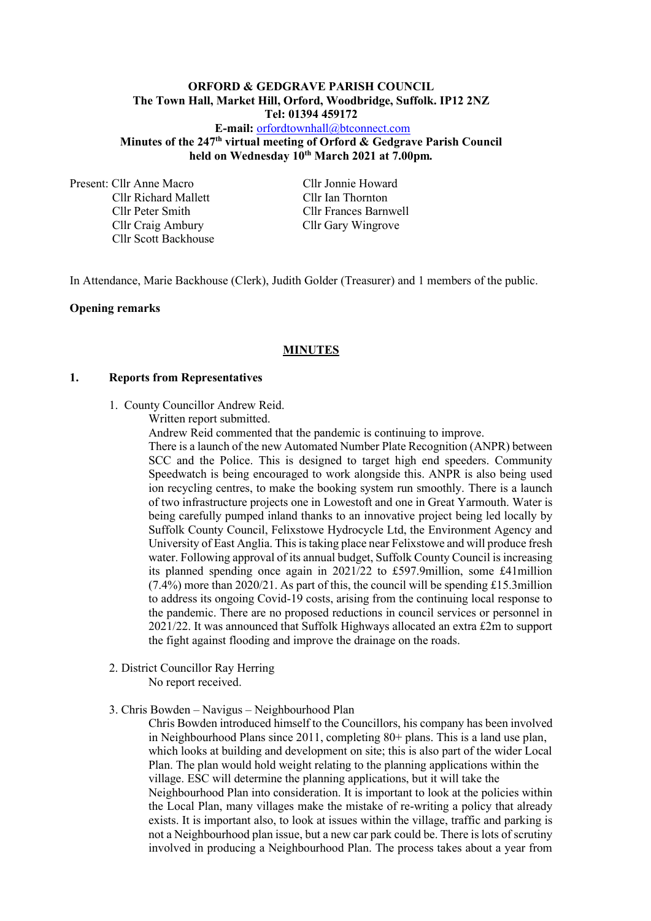**ORFORD & GEDGRAVE PARISH COUNCIL**
**The Town Hall, Market Hill, Orford, Woodbridge, Suffolk. IP12 2NZ**
**Tel: 01394 459172**
**E-mail:** orfordtownhall@btconnect.com
**Minutes of the 247th virtual meeting of Orford & Gedgrave Parish Council held on Wednesday 10th March 2021 at 7.00pm.**

Present: Cllr Anne Macro
Cllr Richard Mallett
Cllr Peter Smith
Cllr Craig Ambury
Cllr Scott Backhouse
Cllr Jonnie Howard
Cllr Ian Thornton
Cllr Frances Barnwell
Cllr Gary Wingrove

In Attendance, Marie Backhouse (Clerk), Judith Golder (Treasurer) and 1 members of the public.

**Opening remarks**

## MINUTES

### 1. Reports from Representatives

1. County Councillor Andrew Reid.
   Written report submitted.
   Andrew Reid commented that the pandemic is continuing to improve.
   There is a launch of the new Automated Number Plate Recognition (ANPR) between SCC and the Police. This is designed to target high end speeders. Community Speedwatch is being encouraged to work alongside this. ANPR is also being used ion recycling centres, to make the booking system run smoothly. There is a launch of two infrastructure projects one in Lowestoft and one in Great Yarmouth. Water is being carefully pumped inland thanks to an innovative project being led locally by Suffolk County Council, Felixstowe Hydrocycle Ltd, the Environment Agency and University of East Anglia. This is taking place near Felixstowe and will produce fresh water. Following approval of its annual budget, Suffolk County Council is increasing its planned spending once again in 2021/22 to £597.9million, some £41million (7.4%) more than 2020/21. As part of this, the council will be spending £15.3million to address its ongoing Covid-19 costs, arising from the continuing local response to the pandemic. There are no proposed reductions in council services or personnel in 2021/22. It was announced that Suffolk Highways allocated an extra £2m to support the fight against flooding and improve the drainage on the roads.

2. District Councillor Ray Herring
   No report received.

3. Chris Bowden – Navigus – Neighbourhood Plan
   Chris Bowden introduced himself to the Councillors, his company has been involved in Neighbourhood Plans since 2011, completing 80+ plans. This is a land use plan, which looks at building and development on site; this is also part of the wider Local Plan. The plan would hold weight relating to the planning applications within the village. ESC will determine the planning applications, but it will take the Neighbourhood Plan into consideration. It is important to look at the policies within the Local Plan, many villages make the mistake of re-writing a policy that already exists. It is important also, to look at issues within the village, traffic and parking is not a Neighbourhood plan issue, but a new car park could be. There is lots of scrutiny involved in producing a Neighbourhood Plan. The process takes about a year from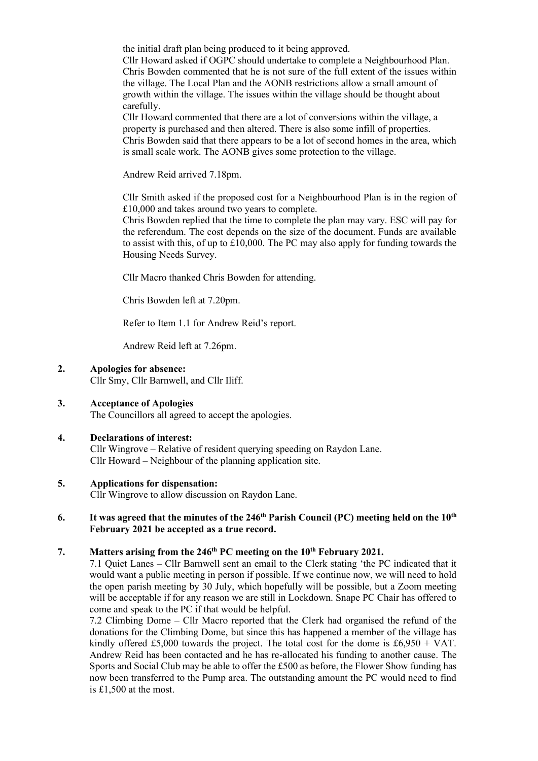the initial draft plan being produced to it being approved.

Cllr Howard asked if OGPC should undertake to complete a Neighbourhood Plan. Chris Bowden commented that he is not sure of the full extent of the issues within the village. The Local Plan and the AONB restrictions allow a small amount of growth within the village. The issues within the village should be thought about carefully.

Cllr Howard commented that there are a lot of conversions within the village, a property is purchased and then altered. There is also some infill of properties. Chris Bowden said that there appears to be a lot of second homes in the area, which is small scale work. The AONB gives some protection to the village.

Andrew Reid arrived 7.18pm.

Cllr Smith asked if the proposed cost for a Neighbourhood Plan is in the region of £10,000 and takes around two years to complete.

Chris Bowden replied that the time to complete the plan may vary. ESC will pay for the referendum. The cost depends on the size of the document. Funds are available to assist with this, of up to £10,000. The PC may also apply for funding towards the Housing Needs Survey.

Cllr Macro thanked Chris Bowden for attending.

Chris Bowden left at 7.20pm.

Refer to Item 1.1 for Andrew Reid's report.

Andrew Reid left at 7.26pm.

**2. Apologies for absence:**

Cllr Smy, Cllr Barnwell, and Cllr Iliff.

**3. Acceptance of Apologies**

The Councillors all agreed to accept the apologies.

**4. Declarations of interest:**

Cllr Wingrove – Relative of resident querying speeding on Raydon Lane.
Cllr Howard – Neighbour of the planning application site.

**5. Applications for dispensation:**

Cllr Wingrove to allow discussion on Raydon Lane.

**6. It was agreed that the minutes of the 246th Parish Council (PC) meeting held on the 10th February 2021 be accepted as a true record.**

**7. Matters arising from the 246th PC meeting on the 10th February 2021.**

7.1 Quiet Lanes – Cllr Barnwell sent an email to the Clerk stating 'the PC indicated that it would want a public meeting in person if possible. If we continue now, we will need to hold the open parish meeting by 30 July, which hopefully will be possible, but a Zoom meeting will be acceptable if for any reason we are still in Lockdown. Snape PC Chair has offered to come and speak to the PC if that would be helpful.

7.2 Climbing Dome – Cllr Macro reported that the Clerk had organised the refund of the donations for the Climbing Dome, but since this has happened a member of the village has kindly offered £5,000 towards the project. The total cost for the dome is £6,950 + VAT. Andrew Reid has been contacted and he has re-allocated his funding to another cause. The Sports and Social Club may be able to offer the £500 as before, the Flower Show funding has now been transferred to the Pump area. The outstanding amount the PC would need to find is £1,500 at the most.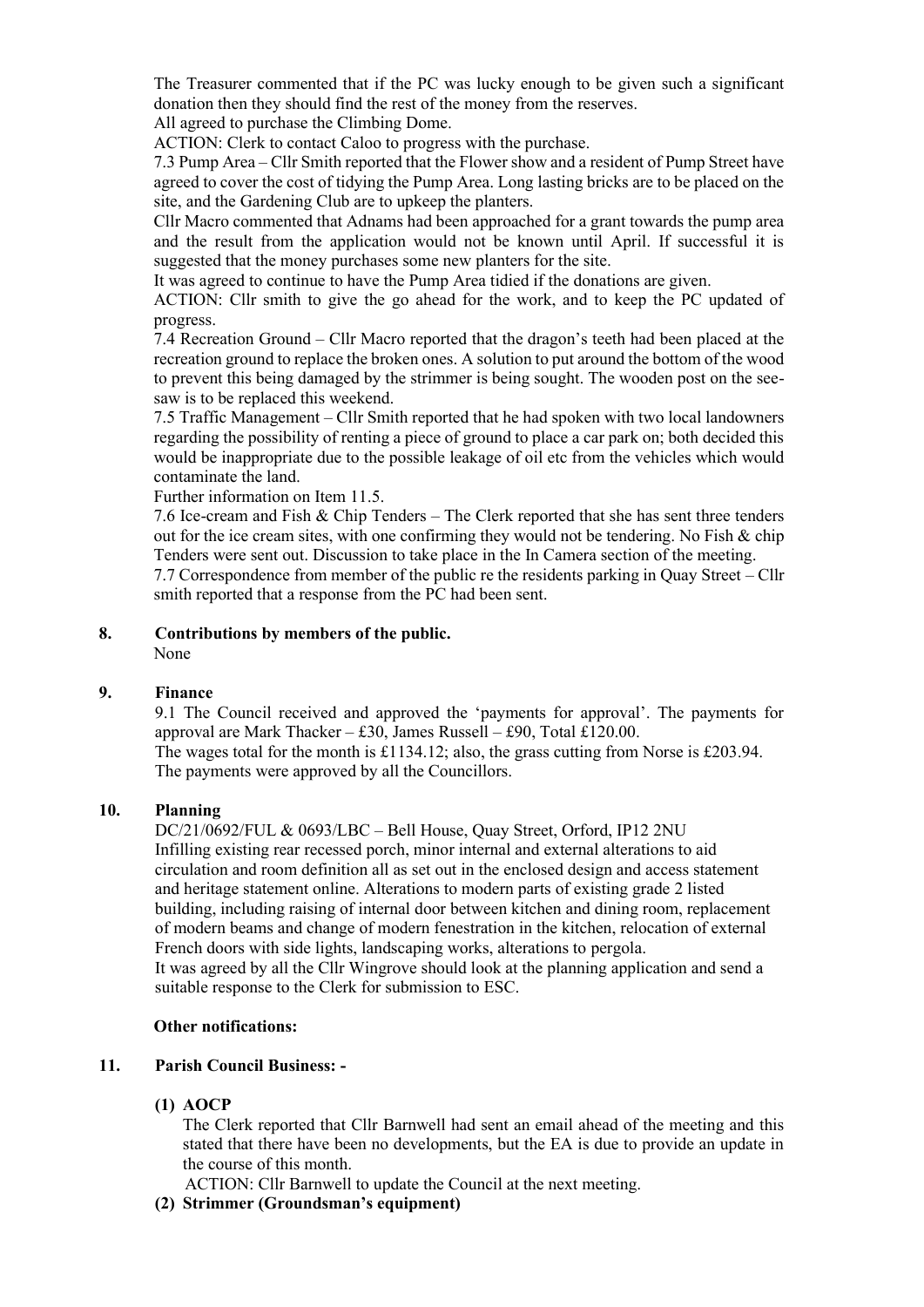The Treasurer commented that if the PC was lucky enough to be given such a significant donation then they should find the rest of the money from the reserves.

All agreed to purchase the Climbing Dome.

ACTION: Clerk to contact Caloo to progress with the purchase.

7.3 Pump Area – Cllr Smith reported that the Flower show and a resident of Pump Street have agreed to cover the cost of tidying the Pump Area. Long lasting bricks are to be placed on the site, and the Gardening Club are to upkeep the planters.

Cllr Macro commented that Adnams had been approached for a grant towards the pump area and the result from the application would not be known until April. If successful it is suggested that the money purchases some new planters for the site.

It was agreed to continue to have the Pump Area tidied if the donations are given.

ACTION: Cllr smith to give the go ahead for the work, and to keep the PC updated of progress.

7.4 Recreation Ground – Cllr Macro reported that the dragon's teeth had been placed at the recreation ground to replace the broken ones. A solution to put around the bottom of the wood to prevent this being damaged by the strimmer is being sought. The wooden post on the see-saw is to be replaced this weekend.

7.5 Traffic Management – Cllr Smith reported that he had spoken with two local landowners regarding the possibility of renting a piece of ground to place a car park on; both decided this would be inappropriate due to the possible leakage of oil etc from the vehicles which would contaminate the land.

Further information on Item 11.5.

7.6 Ice-cream and Fish & Chip Tenders – The Clerk reported that she has sent three tenders out for the ice cream sites, with one confirming they would not be tendering. No Fish & chip Tenders were sent out. Discussion to take place in the In Camera section of the meeting.

7.7 Correspondence from member of the public re the residents parking in Quay Street – Cllr smith reported that a response from the PC had been sent.

## 8. Contributions by members of the public.

None

## 9. Finance

9.1 The Council received and approved the 'payments for approval'. The payments for approval are Mark Thacker – £30, James Russell – £90, Total £120.00.

The wages total for the month is £1134.12; also, the grass cutting from Norse is £203.94.

The payments were approved by all the Councillors.

## 10. Planning

DC/21/0692/FUL & 0693/LBC – Bell House, Quay Street, Orford, IP12 2NU

Infilling existing rear recessed porch, minor internal and external alterations to aid circulation and room definition all as set out in the enclosed design and access statement and heritage statement online. Alterations to modern parts of existing grade 2 listed building, including raising of internal door between kitchen and dining room, replacement of modern beams and change of modern fenestration in the kitchen, relocation of external French doors with side lights, landscaping works, alterations to pergola.

It was agreed by all the Cllr Wingrove should look at the planning application and send a suitable response to the Clerk for submission to ESC.

**Other notifications:**

## 11. Parish Council Business: -

**(1) AOCP**

The Clerk reported that Cllr Barnwell had sent an email ahead of the meeting and this stated that there have been no developments, but the EA is due to provide an update in the course of this month.

ACTION: Cllr Barnwell to update the Council at the next meeting.

**(2) Strimmer (Groundsman's equipment)**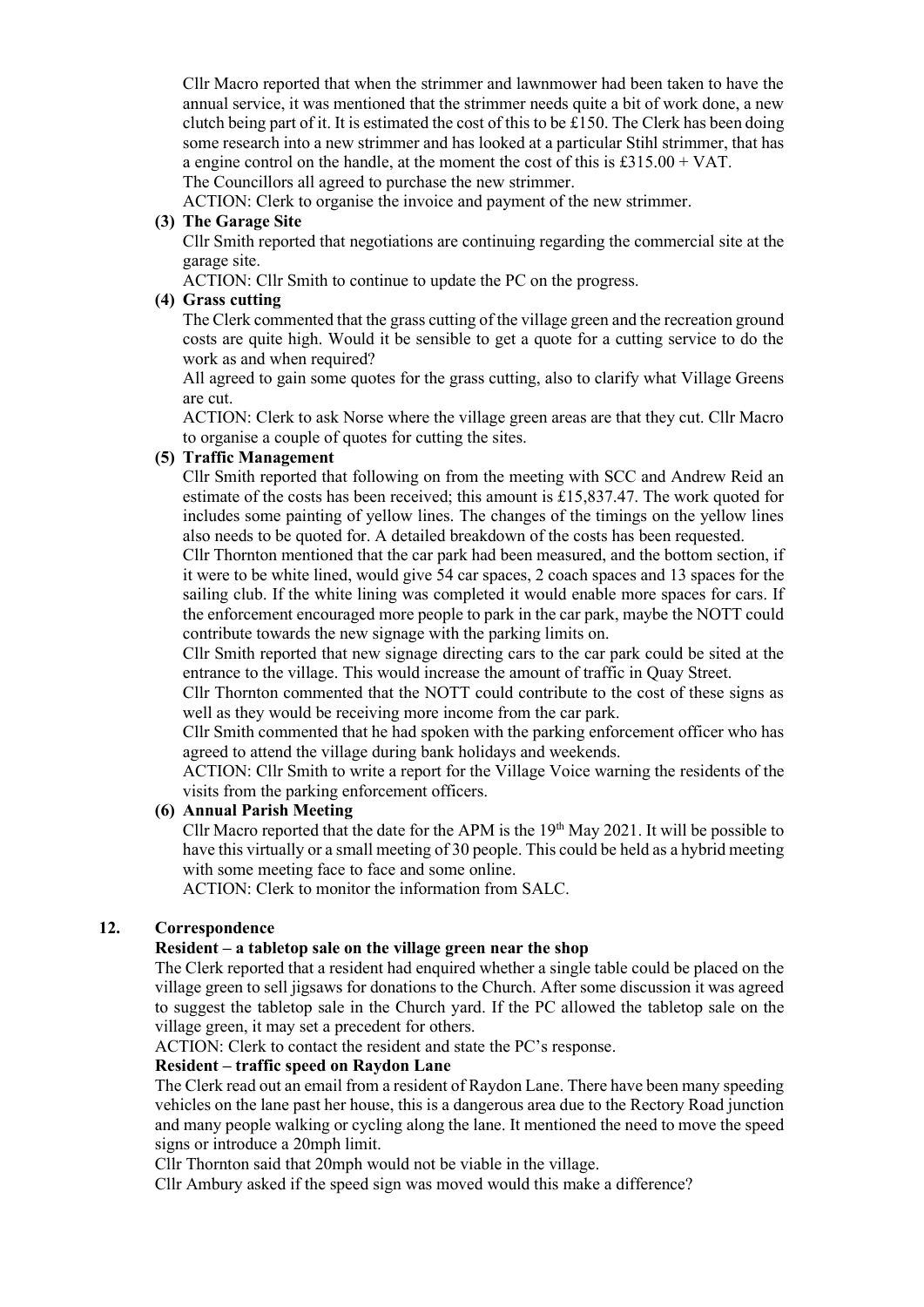Cllr Macro reported that when the strimmer and lawnmower had been taken to have the annual service, it was mentioned that the strimmer needs quite a bit of work done, a new clutch being part of it. It is estimated the cost of this to be £150. The Clerk has been doing some research into a new strimmer and has looked at a particular Stihl strimmer, that has a engine control on the handle, at the moment the cost of this is £315.00 + VAT.
The Councillors all agreed to purchase the new strimmer.
ACTION: Clerk to organise the invoice and payment of the new strimmer.

**(3) The Garage Site**

Cllr Smith reported that negotiations are continuing regarding the commercial site at the garage site.
ACTION: Cllr Smith to continue to update the PC on the progress.

**(4) Grass cutting**

The Clerk commented that the grass cutting of the village green and the recreation ground costs are quite high. Would it be sensible to get a quote for a cutting service to do the work as and when required?
All agreed to gain some quotes for the grass cutting, also to clarify what Village Greens are cut.
ACTION: Clerk to ask Norse where the village green areas are that they cut. Cllr Macro to organise a couple of quotes for cutting the sites.

**(5) Traffic Management**

Cllr Smith reported that following on from the meeting with SCC and Andrew Reid an estimate of the costs has been received; this amount is £15,837.47. The work quoted for includes some painting of yellow lines. The changes of the timings on the yellow lines also needs to be quoted for. A detailed breakdown of the costs has been requested.
Cllr Thornton mentioned that the car park had been measured, and the bottom section, if it were to be white lined, would give 54 car spaces, 2 coach spaces and 13 spaces for the sailing club. If the white lining was completed it would enable more spaces for cars. If the enforcement encouraged more people to park in the car park, maybe the NOTT could contribute towards the new signage with the parking limits on.
Cllr Smith reported that new signage directing cars to the car park could be sited at the entrance to the village. This would increase the amount of traffic in Quay Street.
Cllr Thornton commented that the NOTT could contribute to the cost of these signs as well as they would be receiving more income from the car park.
Cllr Smith commented that he had spoken with the parking enforcement officer who has agreed to attend the village during bank holidays and weekends.
ACTION: Cllr Smith to write a report for the Village Voice warning the residents of the visits from the parking enforcement officers.

**(6) Annual Parish Meeting**

Cllr Macro reported that the date for the APM is the 19th May 2021. It will be possible to have this virtually or a small meeting of 30 people. This could be held as a hybrid meeting with some meeting face to face and some online.
ACTION: Clerk to monitor the information from SALC.

## 12. Correspondence

**Resident – a tabletop sale on the village green near the shop**

The Clerk reported that a resident had enquired whether a single table could be placed on the village green to sell jigsaws for donations to the Church. After some discussion it was agreed to suggest the tabletop sale in the Church yard. If the PC allowed the tabletop sale on the village green, it may set a precedent for others.
ACTION: Clerk to contact the resident and state the PC's response.

**Resident – traffic speed on Raydon Lane**

The Clerk read out an email from a resident of Raydon Lane. There have been many speeding vehicles on the lane past her house, this is a dangerous area due to the Rectory Road junction and many people walking or cycling along the lane. It mentioned the need to move the speed signs or introduce a 20mph limit.
Cllr Thornton said that 20mph would not be viable in the village.
Cllr Ambury asked if the speed sign was moved would this make a difference?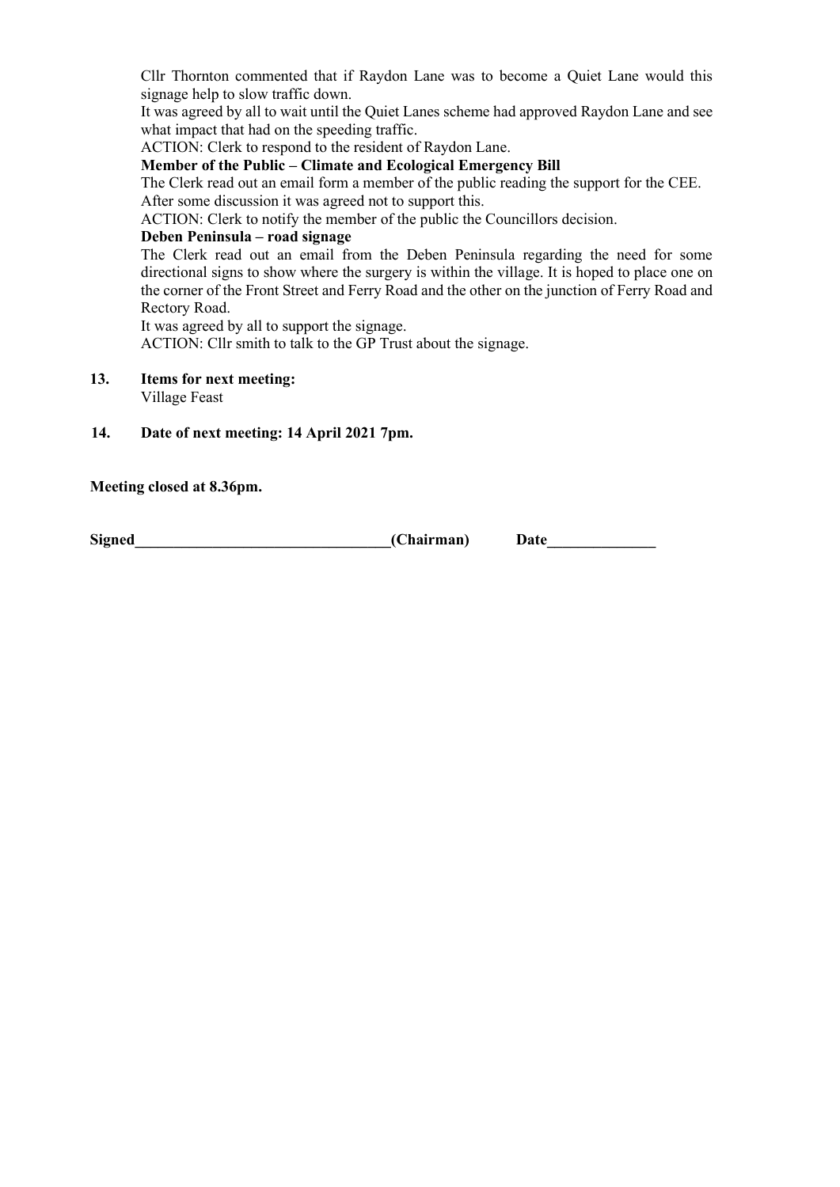Cllr Thornton commented that if Raydon Lane was to become a Quiet Lane would this signage help to slow traffic down.

It was agreed by all to wait until the Quiet Lanes scheme had approved Raydon Lane and see what impact that had on the speeding traffic.

ACTION: Clerk to respond to the resident of Raydon Lane.

**Member of the Public – Climate and Ecological Emergency Bill**

The Clerk read out an email form a member of the public reading the support for the CEE. After some discussion it was agreed not to support this.

ACTION: Clerk to notify the member of the public the Councillors decision.

**Deben Peninsula – road signage**

The Clerk read out an email from the Deben Peninsula regarding the need for some directional signs to show where the surgery is within the village. It is hoped to place one on the corner of the Front Street and Ferry Road and the other on the junction of Ferry Road and Rectory Road.

It was agreed by all to support the signage.

ACTION: Cllr smith to talk to the GP Trust about the signage.

**13. Items for next meeting:**

Village Feast

**14. Date of next meeting: 14 April 2021 7pm.**

**Meeting closed at 8.36pm.**

**Signed\_\_\_\_\_\_\_\_\_\_\_\_\_\_\_\_\_\_\_\_\_\_\_\_\_\_\_\_\_\_\_\_\_(Chairman) Date\_\_\_\_\_\_\_\_\_\_\_\_\_\_**